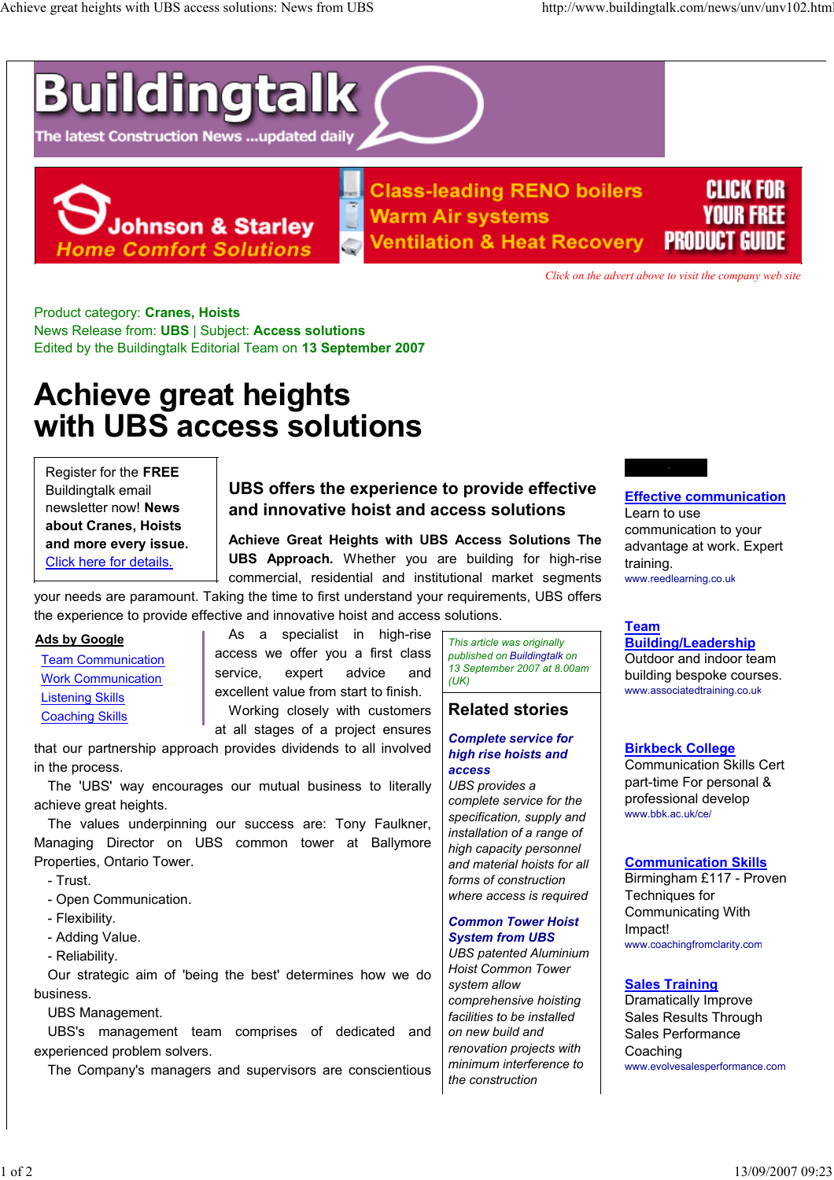# Buildingtalk

The latest Construction News ...updated daily

Johnson & Starley Home Comfort Solutions — Class-leading RENO boilers, Warm Air systems, Ventilation & Heat Recovery — CLICK FOR YOUR FREE PRODUCT GUIDE

*Click on the advert above to visit the company web site*

Product category: **Cranes, Hoists**
News Release from: **UBS** | Subject: **Access solutions**
Edited by the Buildingtalk Editorial Team on **13 September 2007**

# Achieve great heights with UBS access solutions

Register for the **FREE** Buildingtalk email newsletter now! **News about Cranes, Hoists and more every issue.** Click here for details.

## UBS offers the experience to provide effective and innovative hoist and access solutions

**Achieve Great Heights with UBS Access Solutions The UBS Approach.** Whether you are building for high-rise commercial, residential and institutional market segments your needs are paramount. Taking the time to first understand your requirements, UBS offers the experience to provide effective and innovative hoist and access solutions.

**Ads by Google**

- Team Communication
- Work Communication
- Listening Skills
- Coaching Skills

As a specialist in high-rise access we offer you a first class service, expert advice and excellent value from start to finish.

Working closely with customers at all stages of a project ensures that our partnership approach provides dividends to all involved in the process.

The 'UBS' way encourages our mutual business to literally achieve great heights.

The values underpinning our success are: Tony Faulkner, Managing Director on UBS common tower at Ballymore Properties, Ontario Tower.

- Trust.
- Open Communication.
- Flexibility.
- Adding Value.
- Reliability.

Our strategic aim of 'being the best' determines how we do business.

UBS Management.

UBS's management team comprises of dedicated and experienced problem solvers.

The Company's managers and supervisors are conscientious

*This article was originally published on Buildingtalk on 13 September 2007 at 8.00am (UK)*

### Related stories

***Complete service for high rise hoists and access***
*UBS provides a complete service for the specification, supply and installation of a range of high capacity personnel and material hoists for all forms of construction where access is required*

***Common Tower Hoist System from UBS***
*UBS patented Aluminium Hoist Common Tower system allow comprehensive hoisting facilities to be installed on new build and renovation projects with minimum interference to the construction*

**Effective communication**
Learn to use communication to your advantage at work. Expert training.
www.reedlearning.co.uk

**Team Building/Leadership**
Outdoor and indoor team building bespoke courses.
www.associatedtraining.co.uk

**Birkbeck College**
Communication Skills Cert part-time For personal & professional develop
www.bbk.ac.uk/ce/

**Communication Skills**
Birmingham £117 - Proven Techniques for Communicating With Impact!
www.coachingfromclarity.com

**Sales Training**
Dramatically Improve Sales Results Through Sales Performance Coaching
www.evolvesalesperformance.com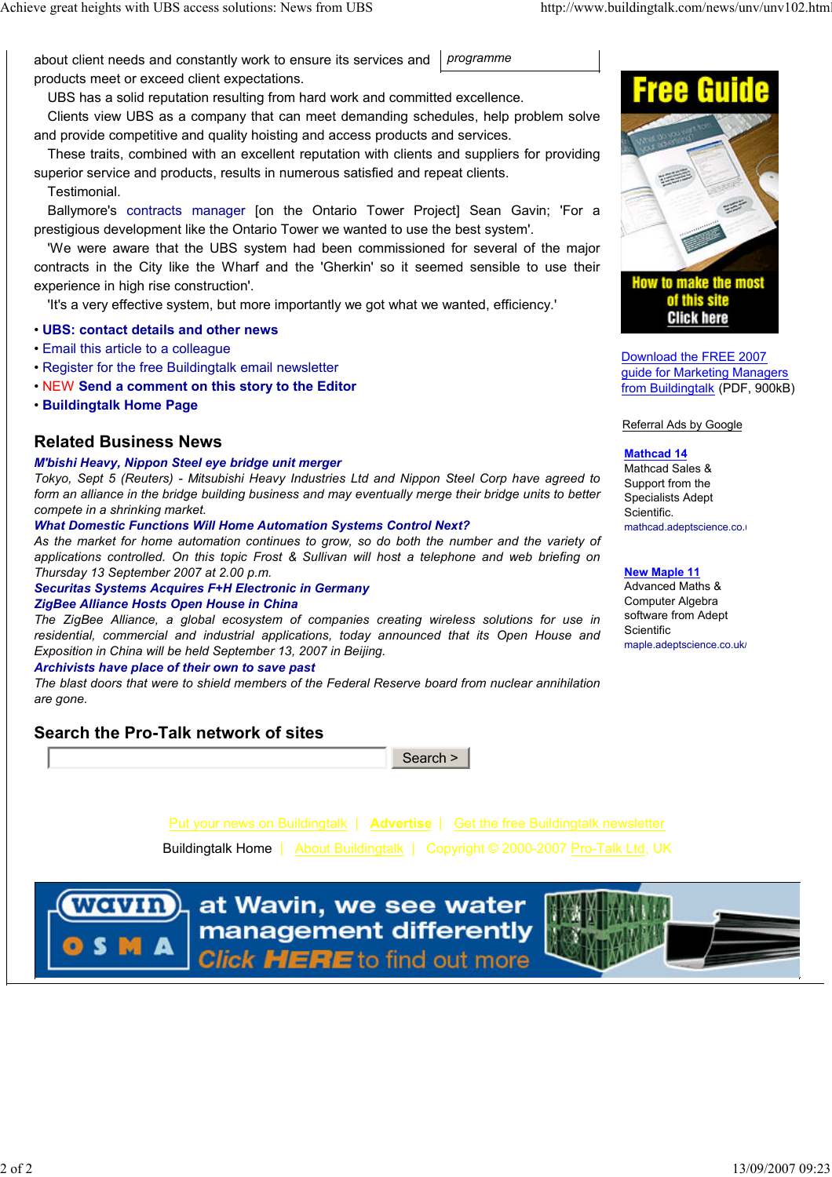about client needs and constantly work to ensure its services and products meet or exceed client expectations.

programme

UBS has a solid reputation resulting from hard work and committed excellence.

Clients view UBS as a company that can meet demanding schedules, help problem solve and provide competitive and quality hoisting and access products and services.

These traits, combined with an excellent reputation with clients and suppliers for providing superior service and products, results in numerous satisfied and repeat clients.

Testimonial.

Ballymore's contracts manager [on the Ontario Tower Project] Sean Gavin; 'For a prestigious development like the Ontario Tower we wanted to use the best system'.

'We were aware that the UBS system had been commissioned for several of the major contracts in the City like the Wharf and the 'Gherkin' so it seemed sensible to use their experience in high rise construction'.

'It's a very effective system, but more importantly we got what we wanted, efficiency.'

- **UBS: contact details and other news**
- Email this article to a colleague
- Register for the free Buildingtalk email newsletter
- NEW **Send a comment on this story to the Editor**
- **Buildingtalk Home Page**

## Related Business News

***M'bishi Heavy, Nippon Steel eye bridge unit merger***
*Tokyo, Sept 5 (Reuters) - Mitsubishi Heavy Industries Ltd and Nippon Steel Corp have agreed to form an alliance in the bridge building business and may eventually merge their bridge units to better compete in a shrinking market.*

***What Domestic Functions Will Home Automation Systems Control Next?***
*As the market for home automation continues to grow, so do both the number and the variety of applications controlled. On this topic Frost & Sullivan will host a telephone and web briefing on Thursday 13 September 2007 at 2.00 p.m.*

***Securitas Systems Acquires F+H Electronic in Germany***

***ZigBee Alliance Hosts Open House in China***
*The ZigBee Alliance, a global ecosystem of companies creating wireless solutions for use in residential, commercial and industrial applications, today announced that its Open House and Exposition in China will be held September 13, 2007 in Beijing.*

***Archivists have place of their own to save past***
*The blast doors that were to shield members of the Federal Reserve board from nuclear annihilation are gone.*

## Search the Pro-Talk network of sites

Search >

Put your news on Buildingtalk | **Advertise** | Get the free Buildingtalk newsletter

Buildingtalk Home | About Buildingtalk | Copyright © 2000-2007 Pro-Talk Ltd, UK

Free Guide

How to make the most of this site
Click here

Download the FREE 2007 guide for Marketing Managers from Buildingtalk (PDF, 900kB)

Referral Ads by Google

**Mathcad 14**
Mathcad Sales & Support from the Specialists Adept Scientific.
mathcad.adeptscience.co.uk

**New Maple 11**
Advanced Maths & Computer Algebra software from Adept Scientific
maple.adeptscience.co.uk

wavin OSMA — at Wavin, we see water management differently — *Click HERE to find out more*